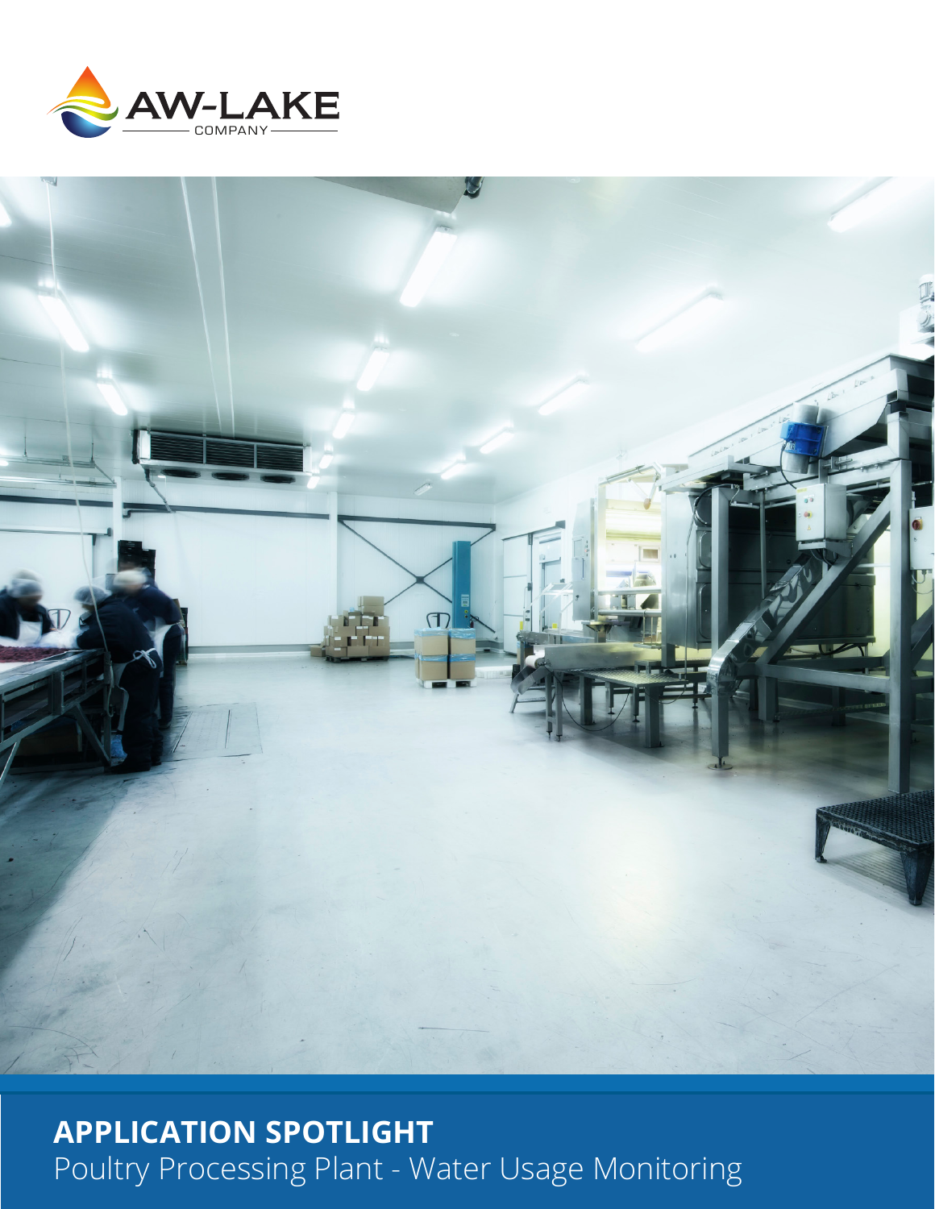AW-LAKE COMPANY

**APPLICATION SPOTLIGHT**

Poultry Processing Plant - Water Usage Monitoring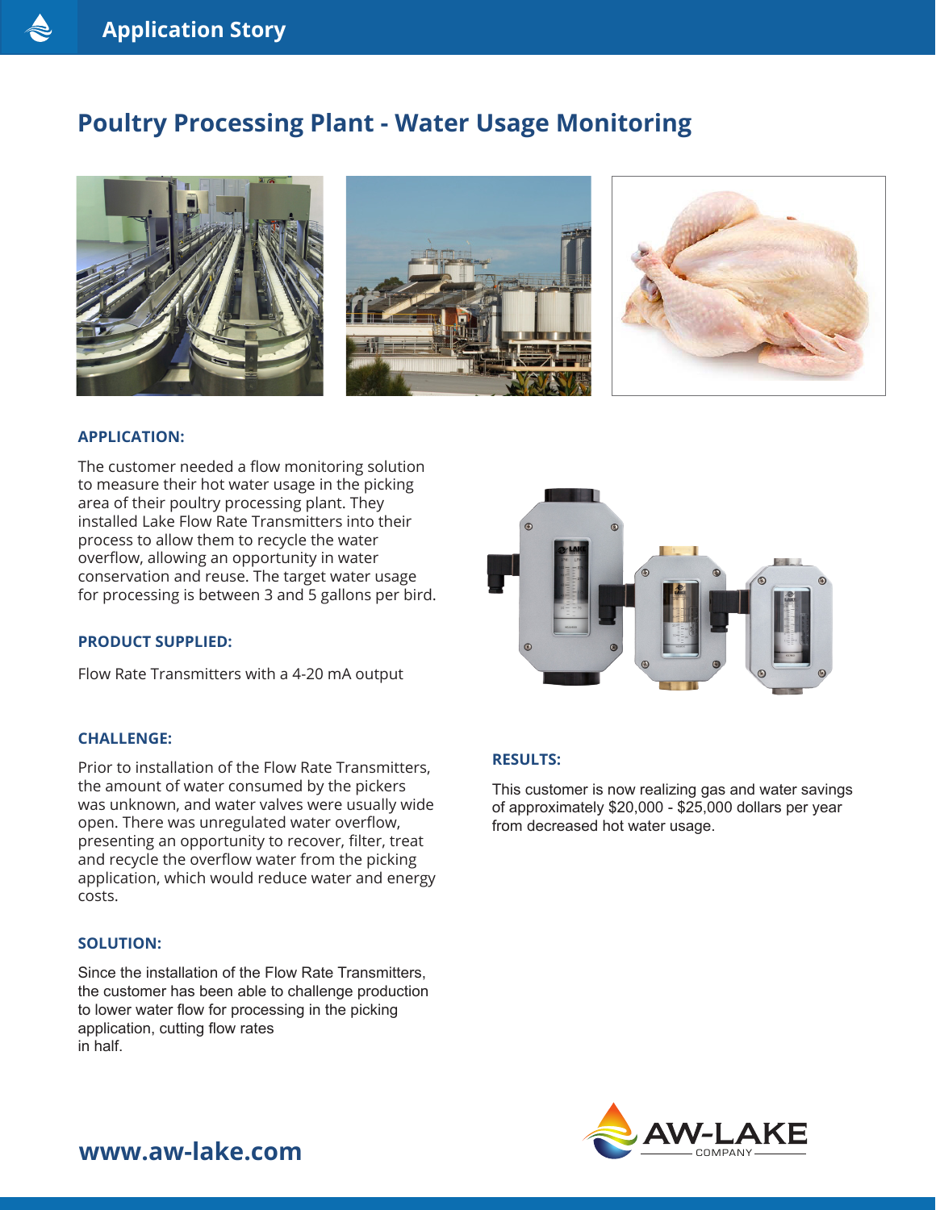# Application Story

## Poultry Processing Plant - Water Usage Monitoring

### APPLICATION:

The customer needed a flow monitoring solution to measure their hot water usage in the picking area of their poultry processing plant. They installed Lake Flow Rate Transmitters into their process to allow them to recycle the water overflow, allowing an opportunity in water conservation and reuse. The target water usage for processing is between 3 and 5 gallons per bird.

### PRODUCT SUPPLIED:

Flow Rate Transmitters with a 4-20 mA output

### CHALLENGE:

Prior to installation of the Flow Rate Transmitters, the amount of water consumed by the pickers was unknown, and water valves were usually wide open. There was unregulated water overflow, presenting an opportunity to recover, filter, treat and recycle the overflow water from the picking application, which would reduce water and energy costs.

### SOLUTION:

Since the installation of the Flow Rate Transmitters, the customer has been able to challenge production to lower water flow for processing in the picking application, cutting flow rates in half.

### RESULTS:

This customer is now realizing gas and water savings of approximately $20,000 - $25,000 dollars per year from decreased hot water usage.

**www.aw-lake.com**

AW-LAKE COMPANY